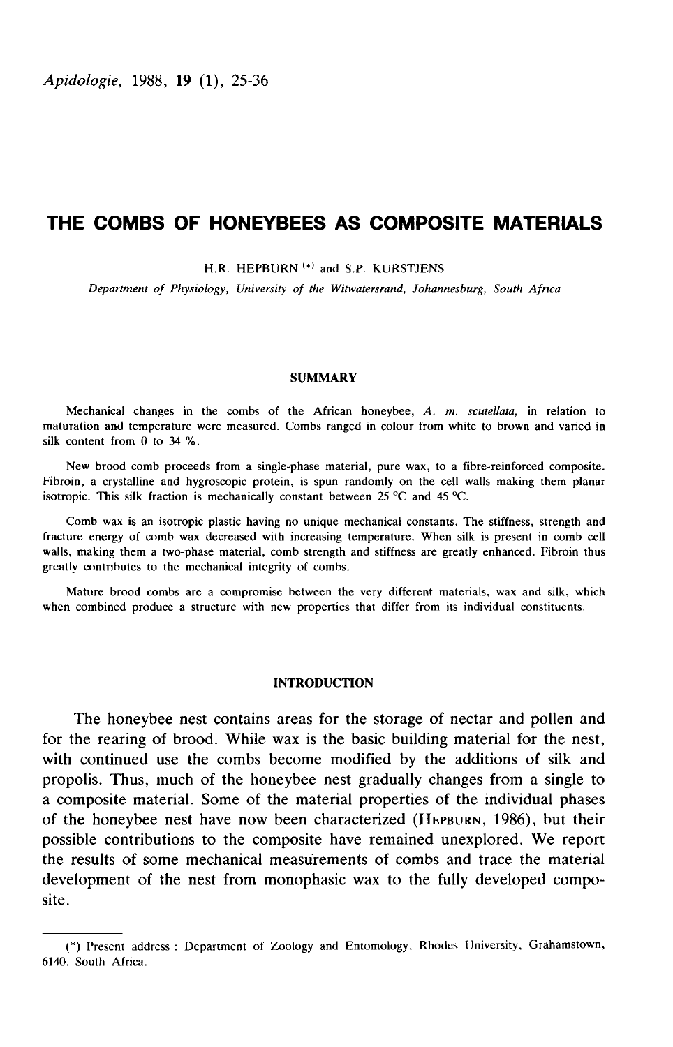# THE COMBS OF HONEYBEES AS COMPOSITE MATERIALS

H.R. HEPBURN [(*)] and S.P. KURSTJENS

*Department of Physiology, University of the Witwatersrand, Johannesburg, South Africa*

## SUMMARY

Mechanical changes in the combs of the African honeybee, *A. m. scutellata,* in relation to maturation and temperature were measured. Combs ranged in colour from white to brown and varied in silk content from 0 to 34 %.

New brood comb proceeds from a single-phase material, pure wax, to a fibre-reinforced composite. Fibroin, a crystalline and hygroscopic protein, is spun randomly on the cell walls making them planar isotropic. This silk fraction is mechanically constant between 25 °C and 45 °C.

Comb wax is an isotropic plastic having no unique mechanical constants. The stiffness, strength and fracture energy of comb wax decreased with increasing temperature. When silk is present in comb cell walls, making them a two-phase material, comb strength and stiffness are greatly enhanced. Fibroin thus greatly contributes to the mechanical integrity of combs.

Mature brood combs are a compromise between the very different materials, wax and silk, which when combined produce a structure with new properties that differ from its individual constituents.

## INTRODUCTION

The honeybee nest contains areas for the storage of nectar and pollen and for the rearing of brood. While wax is the basic building material for the nest, with continued use the combs become modified by the additions of silk and propolis. Thus, much of the honeybee nest gradually changes from a single to a composite material. Some of the material properties of the individual phases of the honeybee nest have now been characterized (HEPBURN, 1986), but their possible contributions to the composite have remained unexplored. We report the results of some mechanical measurements of combs and trace the material development of the nest from monophasic wax to the fully developed composite.

(*) Present address : Department of Zoology and Entomology, Rhodes University, Grahamstown, 6140, South Africa.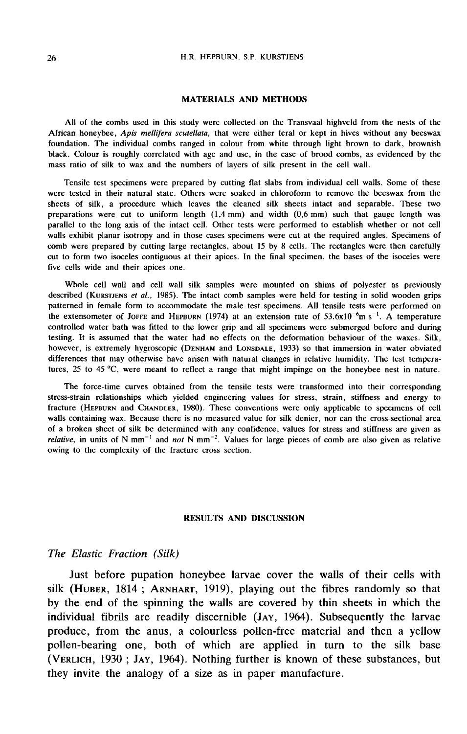## MATERIALS AND METHODS

All of the combs used in this study were collected on the Transvaal highveld from the nests of the African honeybee, *Apis mellifera scutellata*, that were either feral or kept in hives without any beeswax foundation. The individual combs ranged in colour from white through light brown to dark, brownish black. Colour is roughly correlated with age and use, in the case of brood combs, as evidenced by the mass ratio of silk to wax and the numbers of layers of silk present in the cell wall.

Tensile test specimens were prepared by cutting flat slabs from individual cell walls. Some of these were tested in their natural state. Others were soaked in chloroform to remove the beeswax from the sheets of silk, a procedure which leaves the cleaned silk sheets intact and separable. These two preparations were cut to uniform length (1,4 mm) and width (0,6 mm) such that gauge length was parallel to the long axis of the intact cell. Other tests were performed to establish whether or not cell walls exhibit planar isotropy and in those cases specimens were cut at the required angles. Specimens of comb were prepared by cutting large rectangles, about 15 by 8 cells. The rectangles were then carefully cut to form two isoceles contiguous at their apices. In the final specimen, the bases of the isoceles were five cells wide and their apices one.

Whole cell wall and cell wall silk samples were mounted on shims of polyester as previously described (KURSTJENS *et al.*, 1985). The intact comb samples were held for testing in solid wooden grips patterned in female form to accommodate the male test specimens. All tensile tests were performed on the extensometer of JOFFE and HEPBURN (1974) at an extension rate of $53.6 \times 10^{-6}$ m s$^{-1}$. A temperature controlled water bath was fitted to the lower grip and all specimens were submerged before and during testing. It is assumed that the water had no effects on the deformation behaviour of the waxes. Silk, however, is extremely hygroscopic (DENHAM and LONSDALE, 1933) so that immersion in water obviated differences that may otherwise have arisen with natural changes in relative humidity. The test temperatures, 25 to 45 °C, were meant to reflect a range that might impinge on the honeybee nest in nature.

The force-time curves obtained from the tensile tests were transformed into their corresponding stress-strain relationships which yielded engineering values for stress, strain, stiffness and energy to fracture (HEPBURN and CHANDLER, 1980). These conventions were only applicable to specimens of cell walls containing wax. Because there is no measured value for silk denier, nor can the cross-sectional area of a broken sheet of silk be determined with any confidence, values for stress and stiffness are given as *relative*, in units of N mm$^{-1}$ and *not* N mm$^{-2}$. Values for large pieces of comb are also given as relative owing to the complexity of the fracture cross section.

## RESULTS AND DISCUSSION

### *The Elastic Fraction (Silk)*

Just before pupation honeybee larvae cover the walls of their cells with silk (HUBER, 1814 ; ARNHART, 1919), playing out the fibres randomly so that by the end of the spinning the walls are covered by thin sheets in which the individual fibrils are readily discernible (JAY, 1964). Subsequently the larvae produce, from the anus, a colourless pollen-free material and then a yellow pollen-bearing one, both of which are applied in turn to the silk base (VERLICH, 1930 ; JAY, 1964). Nothing further is known of these substances, but they invite the analogy of a size as in paper manufacture.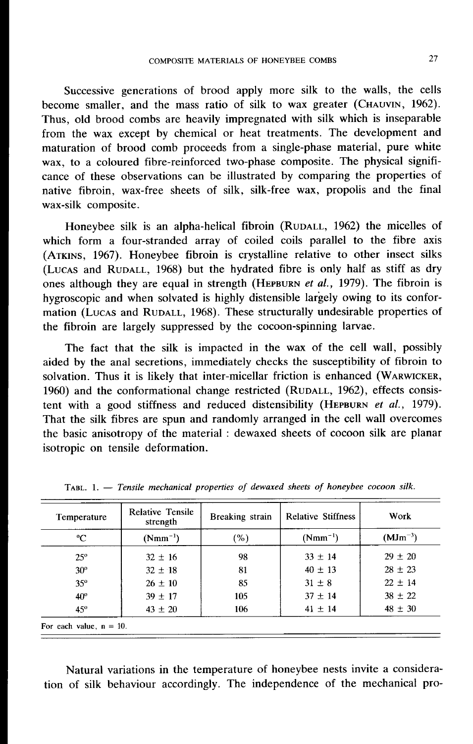Successive generations of brood apply more silk to the walls, the cells become smaller, and the mass ratio of silk to wax greater (CHAUVIN, 1962). Thus, old brood combs are heavily impregnated with silk which is inseparable from the wax except by chemical or heat treatments. The development and maturation of brood comb proceeds from a single-phase material, pure white wax, to a coloured fibre-reinforced two-phase composite. The physical significance of these observations can be illustrated by comparing the properties of native fibroin, wax-free sheets of silk, silk-free wax, propolis and the final wax-silk composite.

Honeybee silk is an alpha-helical fibroin (RUDALL, 1962) the micelles of which form a four-stranded array of coiled coils parallel to the fibre axis (ATKINS, 1967). Honeybee fibroin is crystalline relative to other insect silks (LUCAS and RUDALL, 1968) but the hydrated fibre is only half as stiff as dry ones although they are equal in strength (HEPBURN *et al.*, 1979). The fibroin is hygroscopic and when solvated is highly distensible largely owing to its conformation (LUCAS and RUDALL, 1968). These structurally undesirable properties of the fibroin are largely suppressed by the cocoon-spinning larvae.

The fact that the silk is impacted in the wax of the cell wall, possibly aided by the anal secretions, immediately checks the susceptibility of fibroin to solvation. Thus it is likely that inter-micellar friction is enhanced (WARWICKER, 1960) and the conformational change restricted (RUDALL, 1962), effects consistent with a good stiffness and reduced distensibility (HEPBURN *et al.*, 1979). That the silk fibres are spun and randomly arranged in the cell wall overcomes the basic anisotropy of the material : dewaxed sheets of cocoon silk are planar isotropic on tensile deformation.

TABL. 1. — *Tensile mechanical properties of dewaxed sheets of honeybee cocoon silk.*

| Temperature | Relative Tensile strength | Breaking strain | Relative Stiffness | Work |
|---|---|---|---|---|
| °C | ($Nmm^{-1}$) | (%) | ($Nmm^{-1}$) | ($MJm^{-3}$) |
| 25° | 32 ± 16 | 98 | 33 ± 14 | 29 ± 20 |
| 30° | 32 ± 18 | 81 | 40 ± 13 | 28 ± 23 |
| 35° | 26 ± 10 | 85 | 31 ± 8 | 22 ± 14 |
| 40° | 39 ± 17 | 105 | 37 ± 14 | 38 ± 22 |
| 45° | 43 ± 20 | 106 | 41 ± 14 | 48 ± 30 |

For each value, n = 10.

Natural variations in the temperature of honeybee nests invite a consideration of silk behaviour accordingly. The independence of the mechanical pro-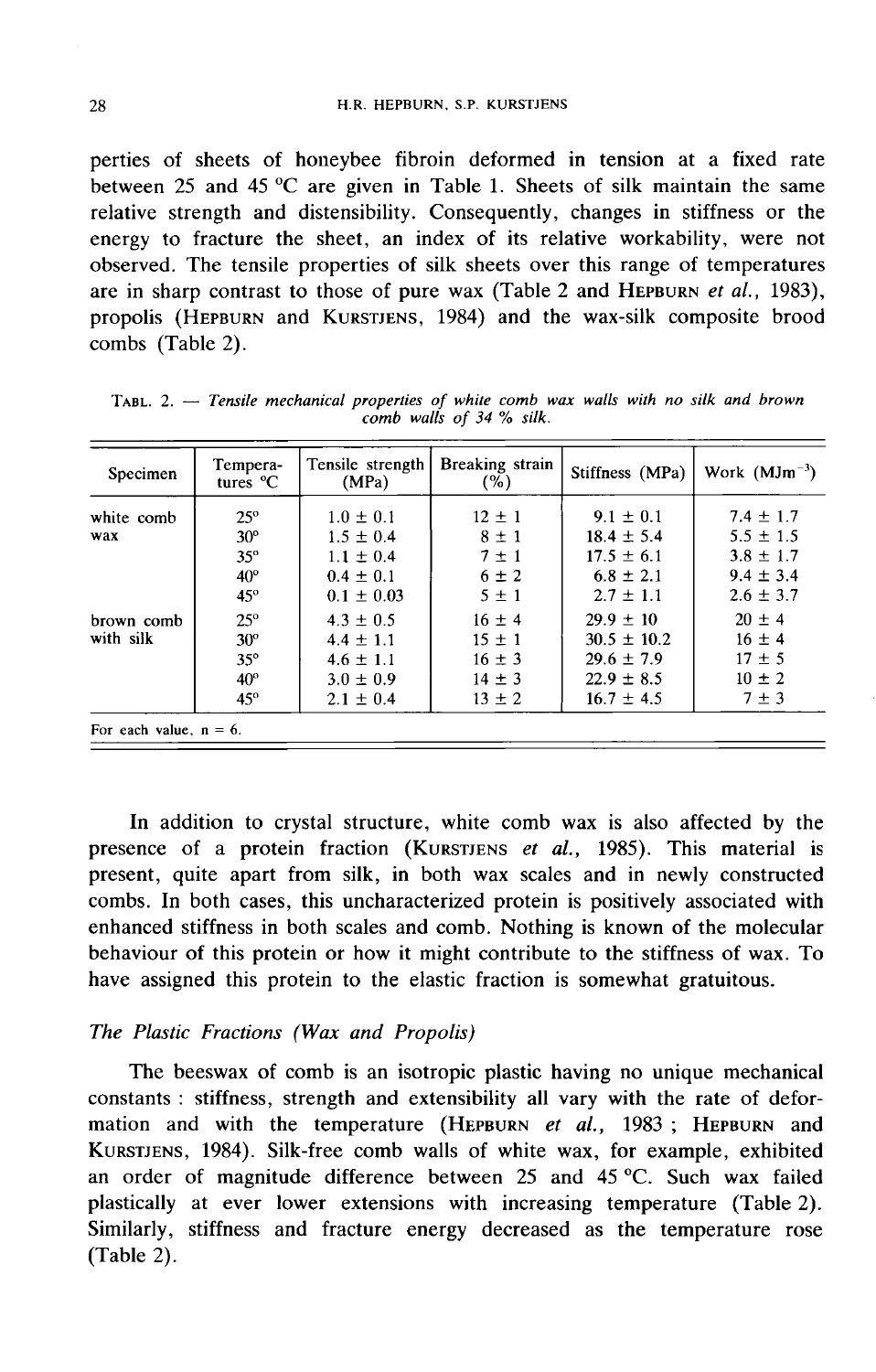perties of sheets of honeybee fibroin deformed in tension at a fixed rate between 25 and 45 °C are given in Table 1. Sheets of silk maintain the same relative strength and distensibility. Consequently, changes in stiffness or the energy to fracture the sheet, an index of its relative workability, were not observed. The tensile properties of silk sheets over this range of temperatures are in sharp contrast to those of pure wax (Table 2 and HEPBURN *et al.*, 1983), propolis (HEPBURN and KURSTJENS, 1984) and the wax-silk composite brood combs (Table 2).

TABL. 2. — *Tensile mechanical properties of white comb wax walls with no silk and brown comb walls of 34 % silk.*

| Specimen | Temperatures °C | Tensile strength (MPa) | Breaking strain (%) | Stiffness (MPa) | Work ($MJm^{-3}$) |
|---|---|---|---|---|---|
| white comb wax | 25° | 1.0 ± 0.1 | 12 ± 1 | 9.1 ± 0.1 | 7.4 ± 1.7 |
| | 30° | 1.5 ± 0.4 | 8 ± 1 | 18.4 ± 5.4 | 5.5 ± 1.5 |
| | 35° | 1.1 ± 0.4 | 7 ± 1 | 17.5 ± 6.1 | 3.8 ± 1.7 |
| | 40° | 0.4 ± 0.1 | 6 ± 2 | 6.8 ± 2.1 | 9.4 ± 3.4 |
| | 45° | 0.1 ± 0.03 | 5 ± 1 | 2.7 ± 1.1 | 2.6 ± 3.7 |
| brown comb with silk | 25° | 4.3 ± 0.5 | 16 ± 4 | 29.9 ± 10 | 20 ± 4 |
| | 30° | 4.4 ± 1.1 | 15 ± 1 | 30.5 ± 10.2 | 16 ± 4 |
| | 35° | 4.6 ± 1.1 | 16 ± 3 | 29.6 ± 7.9 | 17 ± 5 |
| | 40° | 3.0 ± 0.9 | 14 ± 3 | 22.9 ± 8.5 | 10 ± 2 |
| | 45° | 2.1 ± 0.4 | 13 ± 2 | 16.7 ± 4.5 | 7 ± 3 |

For each value, n = 6.

In addition to crystal structure, white comb wax is also affected by the presence of a protein fraction (KURSTJENS *et al.*, 1985). This material is present, quite apart from silk, in both wax scales and in newly constructed combs. In both cases, this uncharacterized protein is positively associated with enhanced stiffness in both scales and comb. Nothing is known of the molecular behaviour of this protein or how it might contribute to the stiffness of wax. To have assigned this protein to the elastic fraction is somewhat gratuitous.

### *The Plastic Fractions (Wax and Propolis)*

The beeswax of comb is an isotropic plastic having no unique mechanical constants : stiffness, strength and extensibility all vary with the rate of deformation and with the temperature (HEPBURN *et al.*, 1983 ; HEPBURN and KURSTJENS, 1984). Silk-free comb walls of white wax, for example, exhibited an order of magnitude difference between 25 and 45 °C. Such wax failed plastically at ever lower extensions with increasing temperature (Table 2). Similarly, stiffness and fracture energy decreased as the temperature rose (Table 2).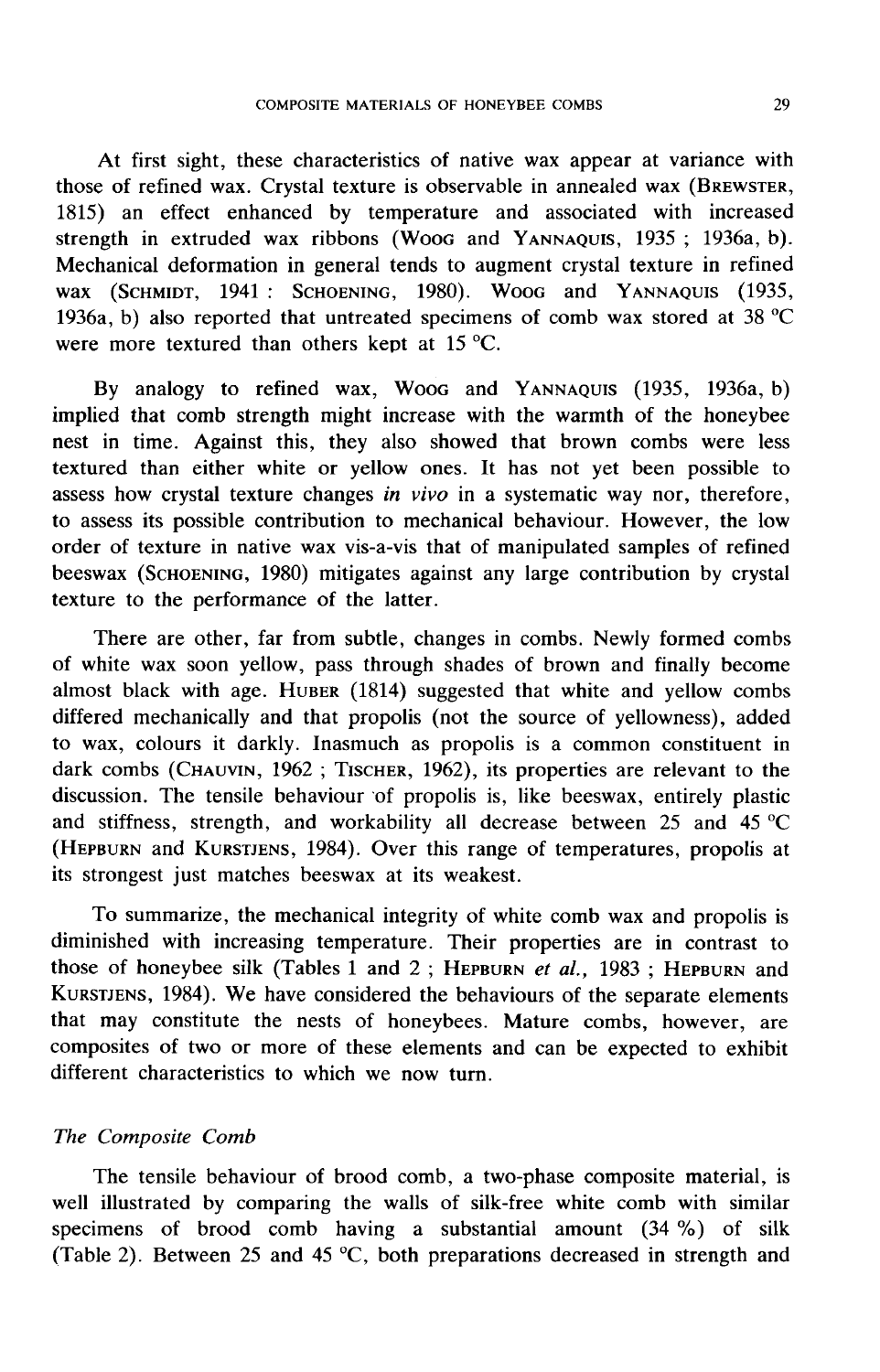At first sight, these characteristics of native wax appear at variance with those of refined wax. Crystal texture is observable in annealed wax (BREWSTER, 1815) an effect enhanced by temperature and associated with increased strength in extruded wax ribbons (WOOG and YANNAQUIS, 1935 ; 1936a, b). Mechanical deformation in general tends to augment crystal texture in refined wax (SCHMIDT, 1941 : SCHOENING, 1980). WOOG and YANNAQUIS (1935, 1936a, b) also reported that untreated specimens of comb wax stored at 38 °C were more textured than others kept at 15 °C.

By analogy to refined wax, WOOG and YANNAQUIS (1935, 1936a, b) implied that comb strength might increase with the warmth of the honeybee nest in time. Against this, they also showed that brown combs were less textured than either white or yellow ones. It has not yet been possible to assess how crystal texture changes *in vivo* in a systematic way nor, therefore, to assess its possible contribution to mechanical behaviour. However, the low order of texture in native wax vis-a-vis that of manipulated samples of refined beeswax (SCHOENING, 1980) mitigates against any large contribution by crystal texture to the performance of the latter.

There are other, far from subtle, changes in combs. Newly formed combs of white wax soon yellow, pass through shades of brown and finally become almost black with age. HUBER (1814) suggested that white and yellow combs differed mechanically and that propolis (not the source of yellowness), added to wax, colours it darkly. Inasmuch as propolis is a common constituent in dark combs (CHAUVIN, 1962 ; TISCHER, 1962), its properties are relevant to the discussion. The tensile behaviour of propolis is, like beeswax, entirely plastic and stiffness, strength, and workability all decrease between 25 and 45 °C (HEPBURN and KURSTJENS, 1984). Over this range of temperatures, propolis at its strongest just matches beeswax at its weakest.

To summarize, the mechanical integrity of white comb wax and propolis is diminished with increasing temperature. Their properties are in contrast to those of honeybee silk (Tables 1 and 2 ; HEPBURN *et al.*, 1983 ; HEPBURN and KURSTJENS, 1984). We have considered the behaviours of the separate elements that may constitute the nests of honeybees. Mature combs, however, are composites of two or more of these elements and can be expected to exhibit different characteristics to which we now turn.

### *The Composite Comb*

The tensile behaviour of brood comb, a two-phase composite material, is well illustrated by comparing the walls of silk-free white comb with similar specimens of brood comb having a substantial amount (34 %) of silk (Table 2). Between 25 and 45 °C, both preparations decreased in strength and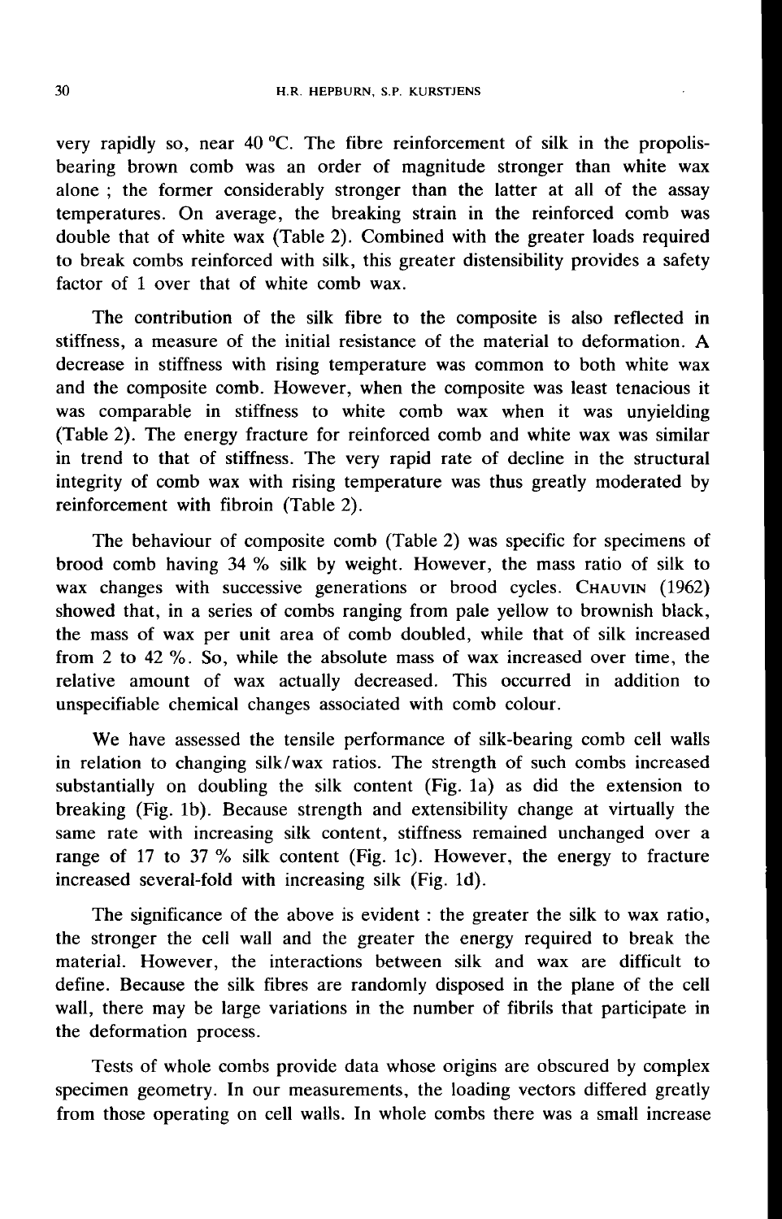very rapidly so, near 40 °C. The fibre reinforcement of silk in the propolis-bearing brown comb was an order of magnitude stronger than white wax alone ; the former considerably stronger than the latter at all of the assay temperatures. On average, the breaking strain in the reinforced comb was double that of white wax (Table 2). Combined with the greater loads required to break combs reinforced with silk, this greater distensibility provides a safety factor of 1 over that of white comb wax.

The contribution of the silk fibre to the composite is also reflected in stiffness, a measure of the initial resistance of the material to deformation. A decrease in stiffness with rising temperature was common to both white wax and the composite comb. However, when the composite was least tenacious it was comparable in stiffness to white comb wax when it was unyielding (Table 2). The energy fracture for reinforced comb and white wax was similar in trend to that of stiffness. The very rapid rate of decline in the structural integrity of comb wax with rising temperature was thus greatly moderated by reinforcement with fibroin (Table 2).

The behaviour of composite comb (Table 2) was specific for specimens of brood comb having 34 % silk by weight. However, the mass ratio of silk to wax changes with successive generations or brood cycles. CHAUVIN (1962) showed that, in a series of combs ranging from pale yellow to brownish black, the mass of wax per unit area of comb doubled, while that of silk increased from 2 to 42 %. So, while the absolute mass of wax increased over time, the relative amount of wax actually decreased. This occurred in addition to unspecifiable chemical changes associated with comb colour.

We have assessed the tensile performance of silk-bearing comb cell walls in relation to changing silk/wax ratios. The strength of such combs increased substantially on doubling the silk content (Fig. 1a) as did the extension to breaking (Fig. 1b). Because strength and extensibility change at virtually the same rate with increasing silk content, stiffness remained unchanged over a range of 17 to 37 % silk content (Fig. 1c). However, the energy to fracture increased several-fold with increasing silk (Fig. 1d).

The significance of the above is evident : the greater the silk to wax ratio, the stronger the cell wall and the greater the energy required to break the material. However, the interactions between silk and wax are difficult to define. Because the silk fibres are randomly disposed in the plane of the cell wall, there may be large variations in the number of fibrils that participate in the deformation process.

Tests of whole combs provide data whose origins are obscured by complex specimen geometry. In our measurements, the loading vectors differed greatly from those operating on cell walls. In whole combs there was a small increase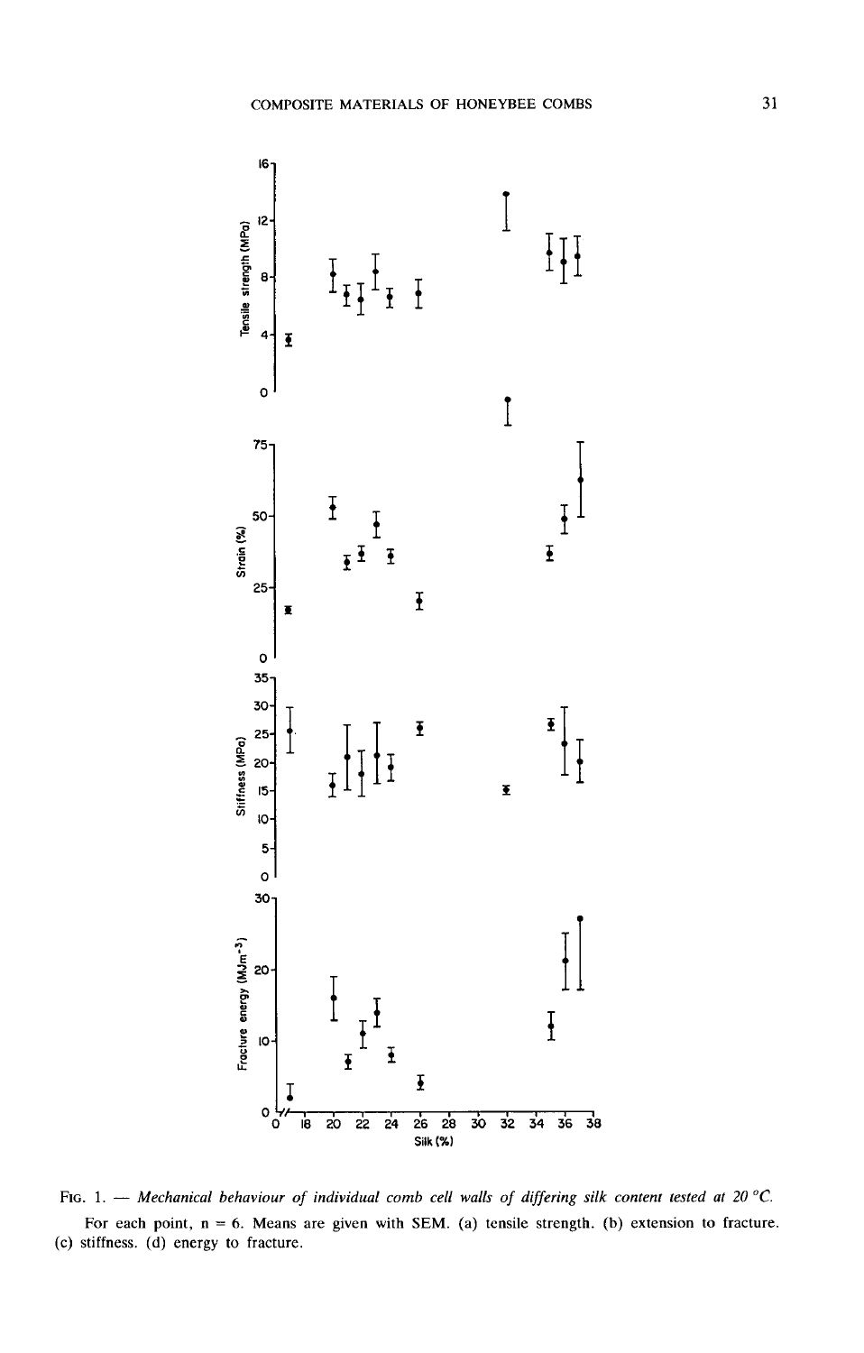FIG. 1. — *Mechanical behaviour of individual comb cell walls of differing silk content tested at 20 °C.*

For each point, n = 6. Means are given with SEM. (a) tensile strength. (b) extension to fracture. (c) stiffness. (d) energy to fracture.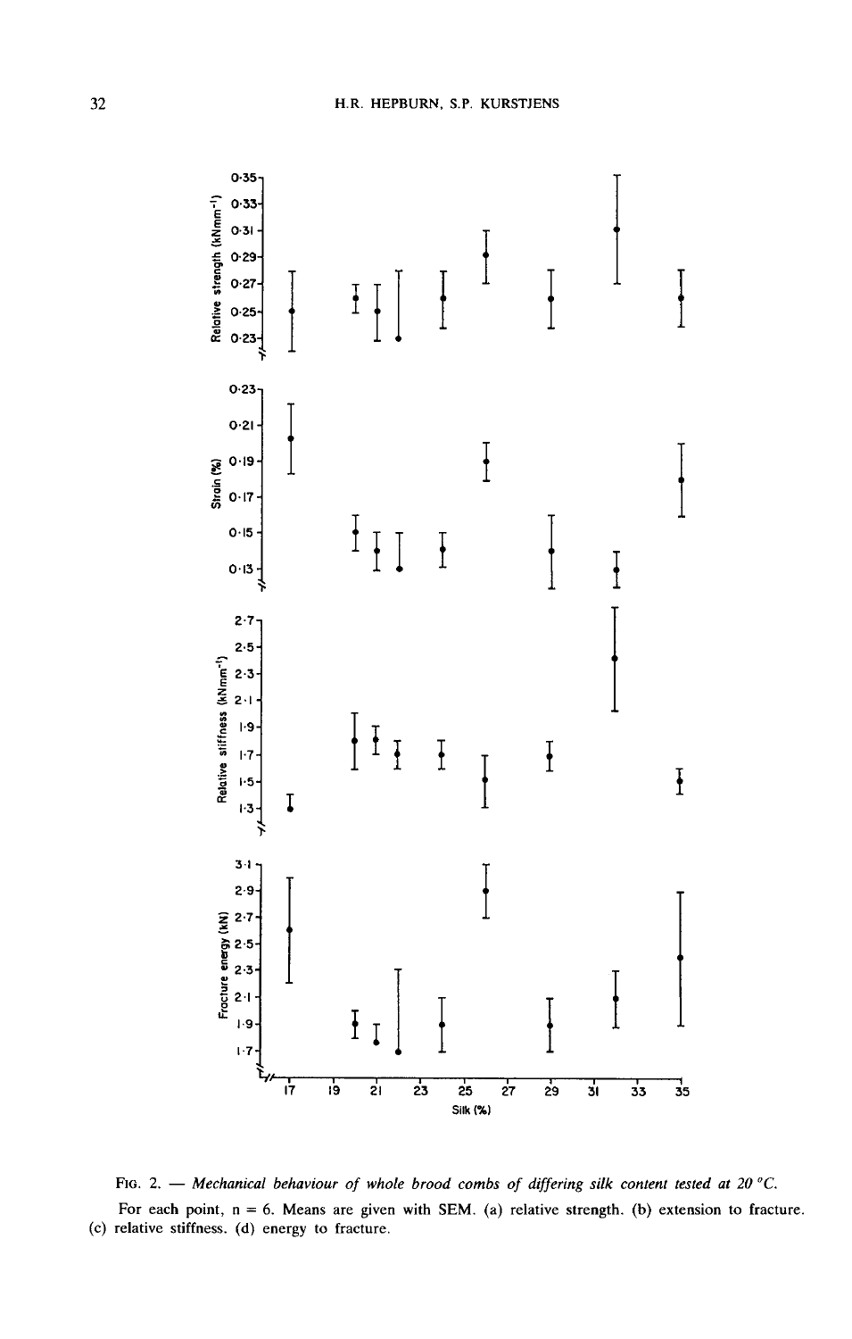FIG. 2. — *Mechanical behaviour of whole brood combs of differing silk content tested at 20 °C.*

For each point, n = 6. Means are given with SEM. (a) relative strength. (b) extension to fracture. (c) relative stiffness. (d) energy to fracture.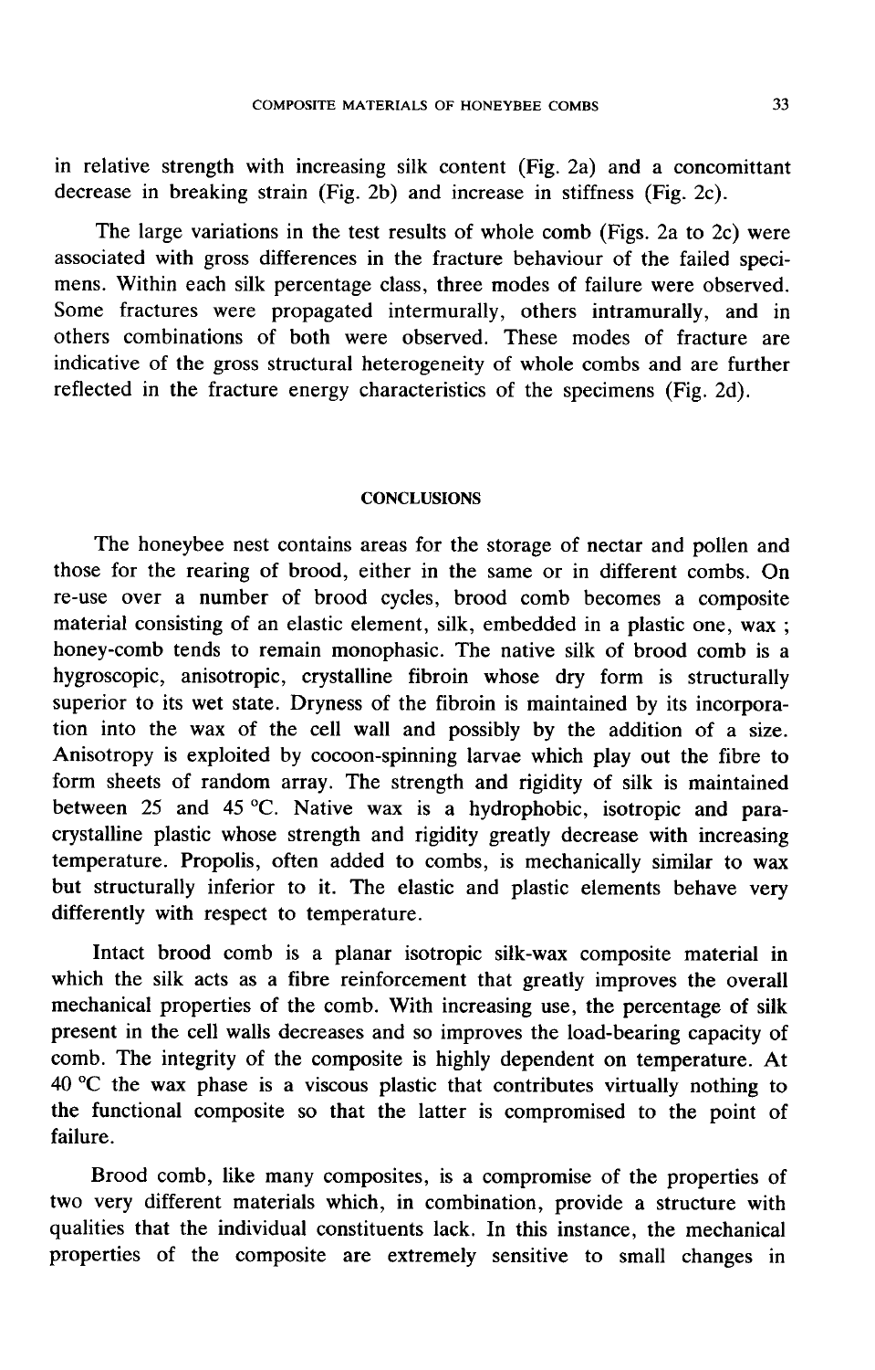in relative strength with increasing silk content (Fig. 2a) and a concomittant decrease in breaking strain (Fig. 2b) and increase in stiffness (Fig. 2c).

The large variations in the test results of whole comb (Figs. 2a to 2c) were associated with gross differences in the fracture behaviour of the failed specimens. Within each silk percentage class, three modes of failure were observed. Some fractures were propagated intermurally, others intramurally, and in others combinations of both were observed. These modes of fracture are indicative of the gross structural heterogeneity of whole combs and are further reflected in the fracture energy characteristics of the specimens (Fig. 2d).

## CONCLUSIONS

The honeybee nest contains areas for the storage of nectar and pollen and those for the rearing of brood, either in the same or in different combs. On re-use over a number of brood cycles, brood comb becomes a composite material consisting of an elastic element, silk, embedded in a plastic one, wax ; honey-comb tends to remain monophasic. The native silk of brood comb is a hygroscopic, anisotropic, crystalline fibroin whose dry form is structurally superior to its wet state. Dryness of the fibroin is maintained by its incorporation into the wax of the cell wall and possibly by the addition of a size. Anisotropy is exploited by cocoon-spinning larvae which play out the fibre to form sheets of random array. The strength and rigidity of silk is maintained between 25 and 45 °C. Native wax is a hydrophobic, isotropic and paracrystalline plastic whose strength and rigidity greatly decrease with increasing temperature. Propolis, often added to combs, is mechanically similar to wax but structurally inferior to it. The elastic and plastic elements behave very differently with respect to temperature.

Intact brood comb is a planar isotropic silk-wax composite material in which the silk acts as a fibre reinforcement that greatly improves the overall mechanical properties of the comb. With increasing use, the percentage of silk present in the cell walls decreases and so improves the load-bearing capacity of comb. The integrity of the composite is highly dependent on temperature. At 40 °C the wax phase is a viscous plastic that contributes virtually nothing to the functional composite so that the latter is compromised to the point of failure.

Brood comb, like many composites, is a compromise of the properties of two very different materials which, in combination, provide a structure with qualities that the individual constituents lack. In this instance, the mechanical properties of the composite are extremely sensitive to small changes in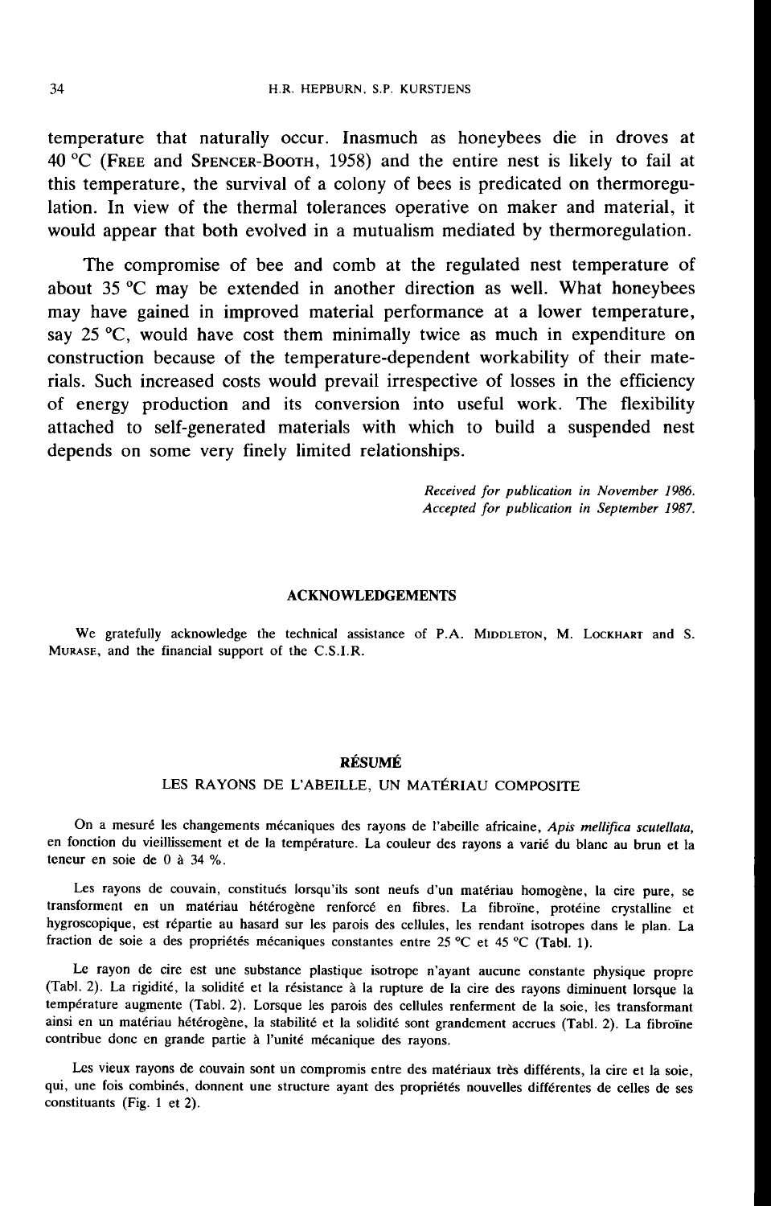temperature that naturally occur. Inasmuch as honeybees die in droves at 40 °C (Free and Spencer-Booth, 1958) and the entire nest is likely to fail at this temperature, the survival of a colony of bees is predicated on thermoregulation. In view of the thermal tolerances operative on maker and material, it would appear that both evolved in a mutualism mediated by thermoregulation.

The compromise of bee and comb at the regulated nest temperature of about 35 °C may be extended in another direction as well. What honeybees may have gained in improved material performance at a lower temperature, say 25 °C, would have cost them minimally twice as much in expenditure on construction because of the temperature-dependent workability of their materials. Such increased costs would prevail irrespective of losses in the efficiency of energy production and its conversion into useful work. The flexibility attached to self-generated materials with which to build a suspended nest depends on some very finely limited relationships.

*Received for publication in November 1986.*
*Accepted for publication in September 1987.*

## ACKNOWLEDGEMENTS

We gratefully acknowledge the technical assistance of P.A. Middleton, M. Lockhart and S. Murase, and the financial support of the C.S.I.R.

## RÉSUMÉ

### LES RAYONS DE L'ABEILLE, UN MATÉRIAU COMPOSITE

On a mesuré les changements mécaniques des rayons de l'abeille africaine, *Apis mellifica scutellata,* en fonction du vieillissement et de la température. La couleur des rayons a varié du blanc au brun et la teneur en soie de 0 à 34 %.

Les rayons de couvain, constitués lorsqu'ils sont neufs d'un matériau homogène, la cire pure, se transforment en un matériau hétérogène renforcé en fibres. La fibroïne, protéine crystalline et hygroscopique, est répartie au hasard sur les parois des cellules, les rendant isotropes dans le plan. La fraction de soie a des propriétés mécaniques constantes entre 25 °C et 45 °C (Tabl. 1).

Le rayon de cire est une substance plastique isotrope n'ayant aucune constante physique propre (Tabl. 2). La rigidité, la solidité et la résistance à la rupture de la cire des rayons diminuent lorsque la température augmente (Tabl. 2). Lorsque les parois des cellules renferment de la soie, les transformant ainsi en un matériau hétérogène, la stabilité et la solidité sont grandement accrues (Tabl. 2). La fibroïne contribue donc en grande partie à l'unité mécanique des rayons.

Les vieux rayons de couvain sont un compromis entre des matériaux très différents, la cire et la soie, qui, une fois combinés, donnent une structure ayant des propriétés nouvelles différentes de celles de ses constituants (Fig. 1 et 2).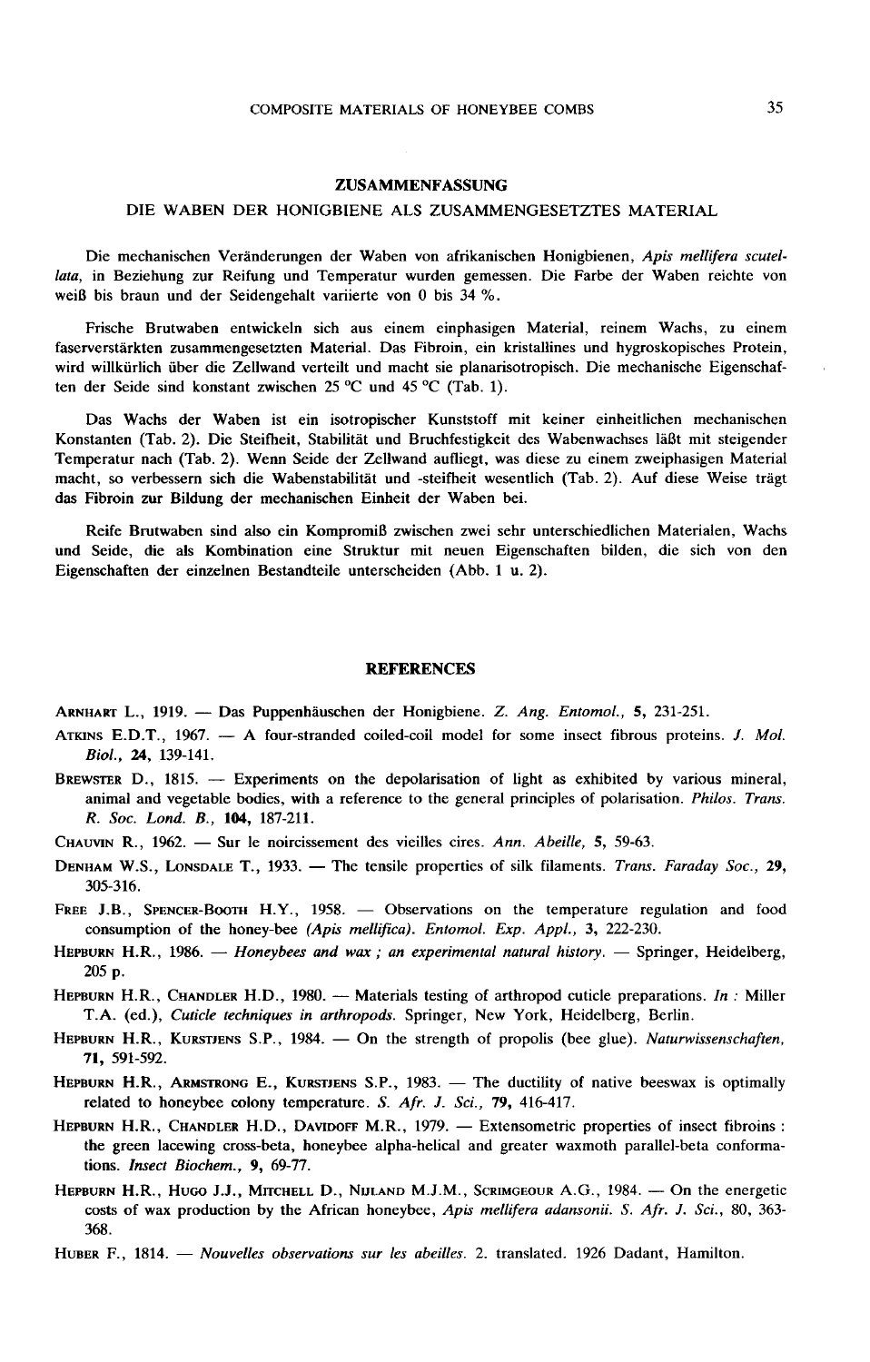## ZUSAMMENFASSUNG

### DIE WABEN DER HONIGBIENE ALS ZUSAMMENGESETZTES MATERIAL

Die mechanischen Veränderungen der Waben von afrikanischen Honigbienen, *Apis mellifera scutellata*, in Beziehung zur Reifung und Temperatur wurden gemessen. Die Farbe der Waben reichte von weiß bis braun und der Seidengehalt variierte von 0 bis 34 %.

Frische Brutwaben entwickeln sich aus einem einphasigen Material, reinem Wachs, zu einem faserverstärkten zusammengesetzten Material. Das Fibroin, ein kristallines und hygroskopisches Protein, wird willkürlich über die Zellwand verteilt und macht sie planarisotropisch. Die mechanische Eigenschaften der Seide sind konstant zwischen 25 °C und 45 °C (Tab. 1).

Das Wachs der Waben ist ein isotropischer Kunststoff mit keiner einheitlichen mechanischen Konstanten (Tab. 2). Die Steifheit, Stabilität und Bruchfestigkeit des Wabenwachses läßt mit steigender Temperatur nach (Tab. 2). Wenn Seide der Zellwand aufliegt, was diese zu einem zweiphasigen Material macht, so verbessern sich die Wabenstabilität und -steifheit wesentlich (Tab. 2). Auf diese Weise trägt das Fibroin zur Bildung der mechanischen Einheit der Waben bei.

Reife Brutwaben sind also ein Kompromiß zwischen zwei sehr unterschiedlichen Materialen, Wachs und Seide, die als Kombination eine Struktur mit neuen Eigenschaften bilden, die sich von den Eigenschaften der einzelnen Bestandteile unterscheiden (Abb. 1 u. 2).

## REFERENCES

ARNHART L., 1919. — Das Puppenhäuschen der Honigbiene. *Z. Ang. Entomol.*, **5**, 231-251.

ATKINS E.D.T., 1967. — A four-stranded coiled-coil model for some insect fibrous proteins. *J. Mol. Biol.*, **24**, 139-141.

BREWSTER D., 1815. — Experiments on the depolarisation of light as exhibited by various mineral, animal and vegetable bodies, with a reference to the general principles of polarisation. *Philos. Trans. R. Soc. Lond. B.*, **104**, 187-211.

CHAUVIN R., 1962. — Sur le noircissement des vieilles cires. *Ann. Abeille*, **5**, 59-63.

DENHAM W.S., LONSDALE T., 1933. — The tensile properties of silk filaments. *Trans. Faraday Soc.*, **29**, 305-316.

FREE J.B., SPENCER-BOOTH H.Y., 1958. — Observations on the temperature regulation and food consumption of the honey-bee *(Apis mellifica)*. *Entomol. Exp. Appl.*, **3**, 222-230.

HEPBURN H.R., 1986. — *Honeybees and wax ; an experimental natural history*. — Springer, Heidelberg, 205 p.

HEPBURN H.R., CHANDLER H.D., 1980. — Materials testing of arthropod cuticle preparations. *In* : Miller T.A. (ed.), *Cuticle techniques in arthropods*. Springer, New York, Heidelberg, Berlin.

HEPBURN H.R., KURSTJENS S.P., 1984. — On the strength of propolis (bee glue). *Naturwissenschaften*, **71**, 591-592.

HEPBURN H.R., ARMSTRONG E., KURSTJENS S.P., 1983. — The ductility of native beeswax is optimally related to honeybee colony temperature. *S. Afr. J. Sci.*, **79**, 416-417.

HEPBURN H.R., CHANDLER H.D., DAVIDOFF M.R., 1979. — Extensometric properties of insect fibroins : the green lacewing cross-beta, honeybee alpha-helical and greater waxmoth parallel-beta conformations. *Insect Biochem.*, **9**, 69-77.

HEPBURN H.R., HUGO J.J., MITCHELL D., NIJLAND M.J.M., SCRIMGEOUR A.G., 1984. — On the energetic costs of wax production by the African honeybee, *Apis mellifera adansonii*. *S. Afr. J. Sci.*, 80, 363-368.

HUBER F., 1814. — *Nouvelles observations sur les abeilles*. 2. translated. 1926 Dadant, Hamilton.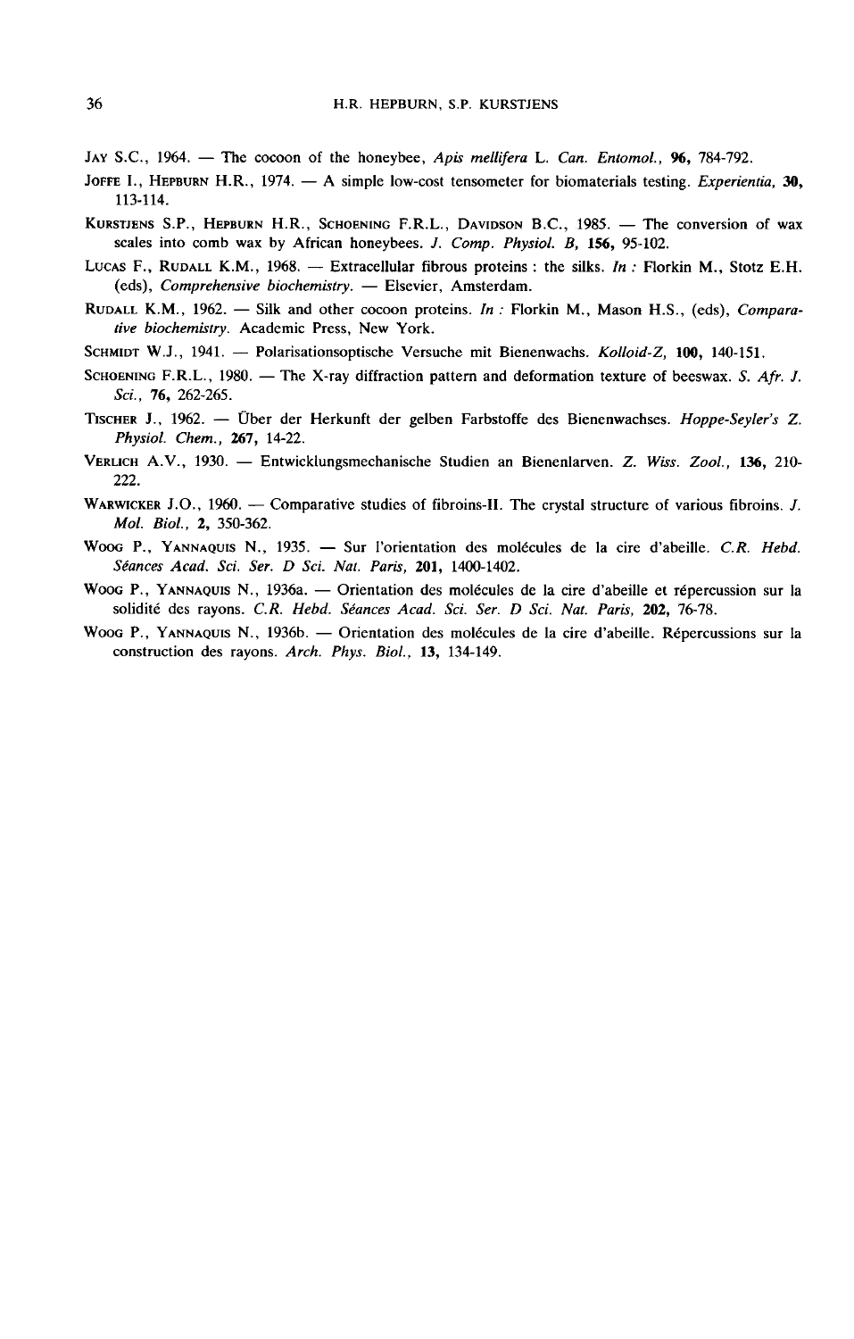JAY S.C., 1964. — The cocoon of the honeybee, *Apis mellifera* L. *Can. Entomol.*, **96**, 784-792.

JOFFE I., HEPBURN H.R., 1974. — A simple low-cost tensometer for biomaterials testing. *Experientia*, **30**, 113-114.

KURSTJENS S.P., HEPBURN H.R., SCHOENING F.R.L., DAVIDSON B.C., 1985. — The conversion of wax scales into comb wax by African honeybees. *J. Comp. Physiol. B*, **156**, 95-102.

LUCAS F., RUDALL K.M., 1968. — Extracellular fibrous proteins : the silks. *In :* Florkin M., Stotz E.H. (eds), *Comprehensive biochemistry*. — Elsevier, Amsterdam.

RUDALL K.M., 1962. — Silk and other cocoon proteins. *In :* Florkin M., Mason H.S., (eds), *Comparative biochemistry*. Academic Press, New York.

SCHMIDT W.J., 1941. — Polarisationsoptische Versuche mit Bienenwachs. *Kolloid-Z*, **100**, 140-151.

SCHOENING F.R.L., 1980. — The X-ray diffraction pattern and deformation texture of beeswax. *S. Afr. J. Sci.*, **76**, 262-265.

TISCHER J., 1962. — Über der Herkunft der gelben Farbstoffe des Bienenwachses. *Hoppe-Seyler's Z. Physiol. Chem.*, **267**, 14-22.

VERLICH A.V., 1930. — Entwicklungsmechanische Studien an Bienenlarven. *Z. Wiss. Zool.*, **136**, 210-222.

WARWICKER J.O., 1960. — Comparative studies of fibroins-II. The crystal structure of various fibroins. *J. Mol. Biol.*, **2**, 350-362.

WOOG P., YANNAQUIS N., 1935. — Sur l'orientation des molécules de la cire d'abeille. *C.R. Hebd. Séances Acad. Sci. Ser. D Sci. Nat. Paris*, **201**, 1400-1402.

WOOG P., YANNAQUIS N., 1936a. — Orientation des molécules de la cire d'abeille et répercussion sur la solidité des rayons. *C.R. Hebd. Séances Acad. Sci. Ser. D Sci. Nat. Paris*, **202**, 76-78.

WOOG P., YANNAQUIS N., 1936b. — Orientation des molécules de la cire d'abeille. Répercussions sur la construction des rayons. *Arch. Phys. Biol.*, **13**, 134-149.